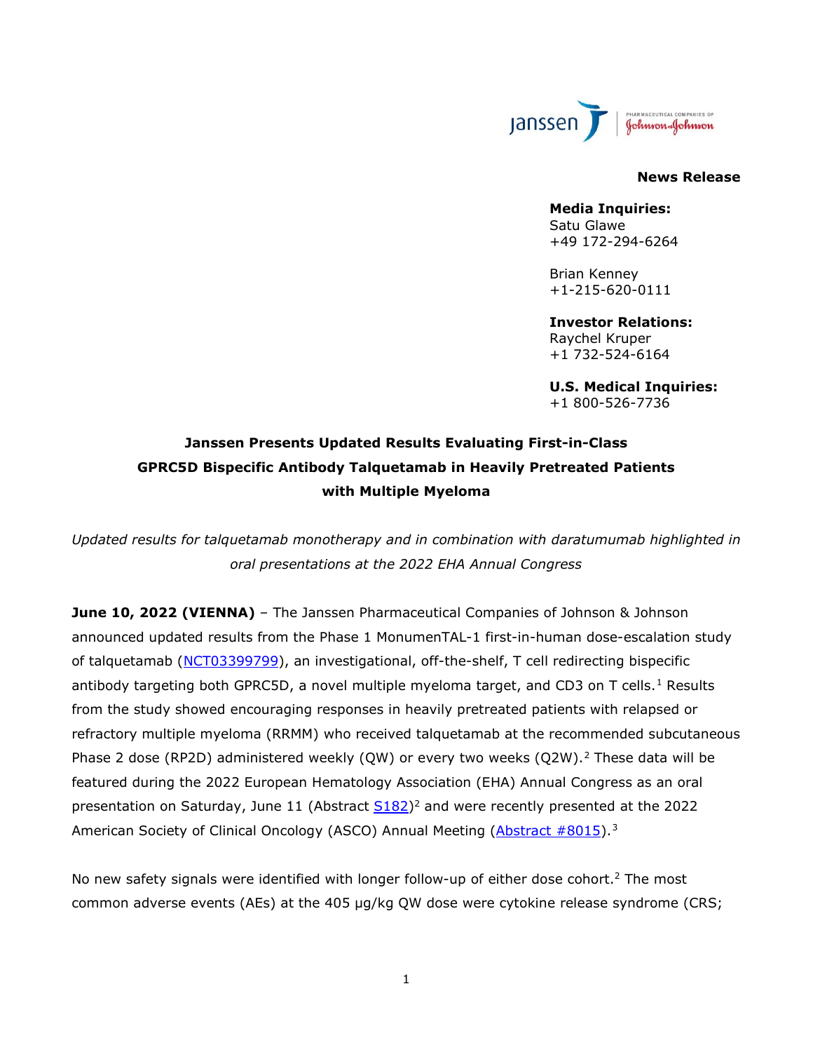**News Release**

**Media Inquiries:**
Satu Glawe
+49 172-294-6264

Brian Kenney
+1-215-620-0111

**Investor Relations:**
Raychel Kruper
+1 732-524-6164

**U.S. Medical Inquiries:**
+1 800-526-7736

# Janssen Presents Updated Results Evaluating First-in-Class GPRC5D Bispecific Antibody Talquetamab in Heavily Pretreated Patients with Multiple Myeloma

*Updated results for talquetamab monotherapy and in combination with daratumumab highlighted in oral presentations at the 2022 EHA Annual Congress*

**June 10, 2022 (VIENNA)** – The Janssen Pharmaceutical Companies of Johnson & Johnson announced updated results from the Phase 1 MonumenTAL-1 first-in-human dose-escalation study of talquetamab (NCT03399799), an investigational, off-the-shelf, T cell redirecting bispecific antibody targeting both GPRC5D, a novel multiple myeloma target, and CD3 on T cells.[1] Results from the study showed encouraging responses in heavily pretreated patients with relapsed or refractory multiple myeloma (RRMM) who received talquetamab at the recommended subcutaneous Phase 2 dose (RP2D) administered weekly (QW) or every two weeks (Q2W).[2] These data will be featured during the 2022 European Hematology Association (EHA) Annual Congress as an oral presentation on Saturday, June 11 (Abstract S182)[2] and were recently presented at the 2022 American Society of Clinical Oncology (ASCO) Annual Meeting (Abstract #8015).[3]

No new safety signals were identified with longer follow-up of either dose cohort.[2] The most common adverse events (AEs) at the 405 μg/kg QW dose were cytokine release syndrome (CRS;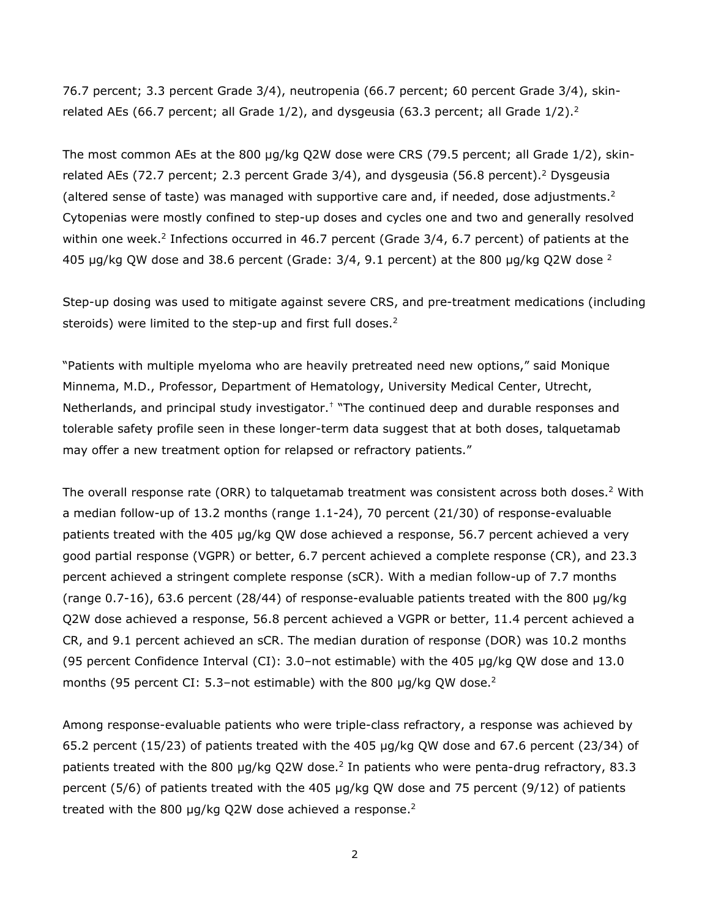76.7 percent; 3.3 percent Grade 3/4), neutropenia (66.7 percent; 60 percent Grade 3/4), skin-related AEs (66.7 percent; all Grade 1/2), and dysgeusia (63.3 percent; all Grade 1/2).[2]

The most common AEs at the 800 µg/kg Q2W dose were CRS (79.5 percent; all Grade 1/2), skin-related AEs (72.7 percent; 2.3 percent Grade 3/4), and dysgeusia (56.8 percent).[2] Dysgeusia (altered sense of taste) was managed with supportive care and, if needed, dose adjustments.[2] Cytopenias were mostly confined to step-up doses and cycles one and two and generally resolved within one week.[2] Infections occurred in 46.7 percent (Grade 3/4, 6.7 percent) of patients at the 405 µg/kg QW dose and 38.6 percent (Grade: 3/4, 9.1 percent) at the 800 µg/kg Q2W dose [2]

Step-up dosing was used to mitigate against severe CRS, and pre-treatment medications (including steroids) were limited to the step-up and first full doses.[2]

"Patients with multiple myeloma who are heavily pretreated need new options," said Monique Minnema, M.D., Professor, Department of Hematology, University Medical Center, Utrecht, Netherlands, and principal study investigator.[†] "The continued deep and durable responses and tolerable safety profile seen in these longer-term data suggest that at both doses, talquetamab may offer a new treatment option for relapsed or refractory patients."

The overall response rate (ORR) to talquetamab treatment was consistent across both doses.[2] With a median follow-up of 13.2 months (range 1.1-24), 70 percent (21/30) of response-evaluable patients treated with the 405 µg/kg QW dose achieved a response, 56.7 percent achieved a very good partial response (VGPR) or better, 6.7 percent achieved a complete response (CR), and 23.3 percent achieved a stringent complete response (sCR). With a median follow-up of 7.7 months (range 0.7-16), 63.6 percent (28/44) of response-evaluable patients treated with the 800 µg/kg Q2W dose achieved a response, 56.8 percent achieved a VGPR or better, 11.4 percent achieved a CR, and 9.1 percent achieved an sCR. The median duration of response (DOR) was 10.2 months (95 percent Confidence Interval (CI): 3.0–not estimable) with the 405 µg/kg QW dose and 13.0 months (95 percent CI: 5.3–not estimable) with the 800 µg/kg QW dose.[2]

Among response-evaluable patients who were triple-class refractory, a response was achieved by 65.2 percent (15/23) of patients treated with the 405 µg/kg QW dose and 67.6 percent (23/34) of patients treated with the 800 µg/kg Q2W dose.[2] In patients who were penta-drug refractory, 83.3 percent (5/6) of patients treated with the 405 µg/kg QW dose and 75 percent (9/12) of patients treated with the 800 µg/kg Q2W dose achieved a response.[2]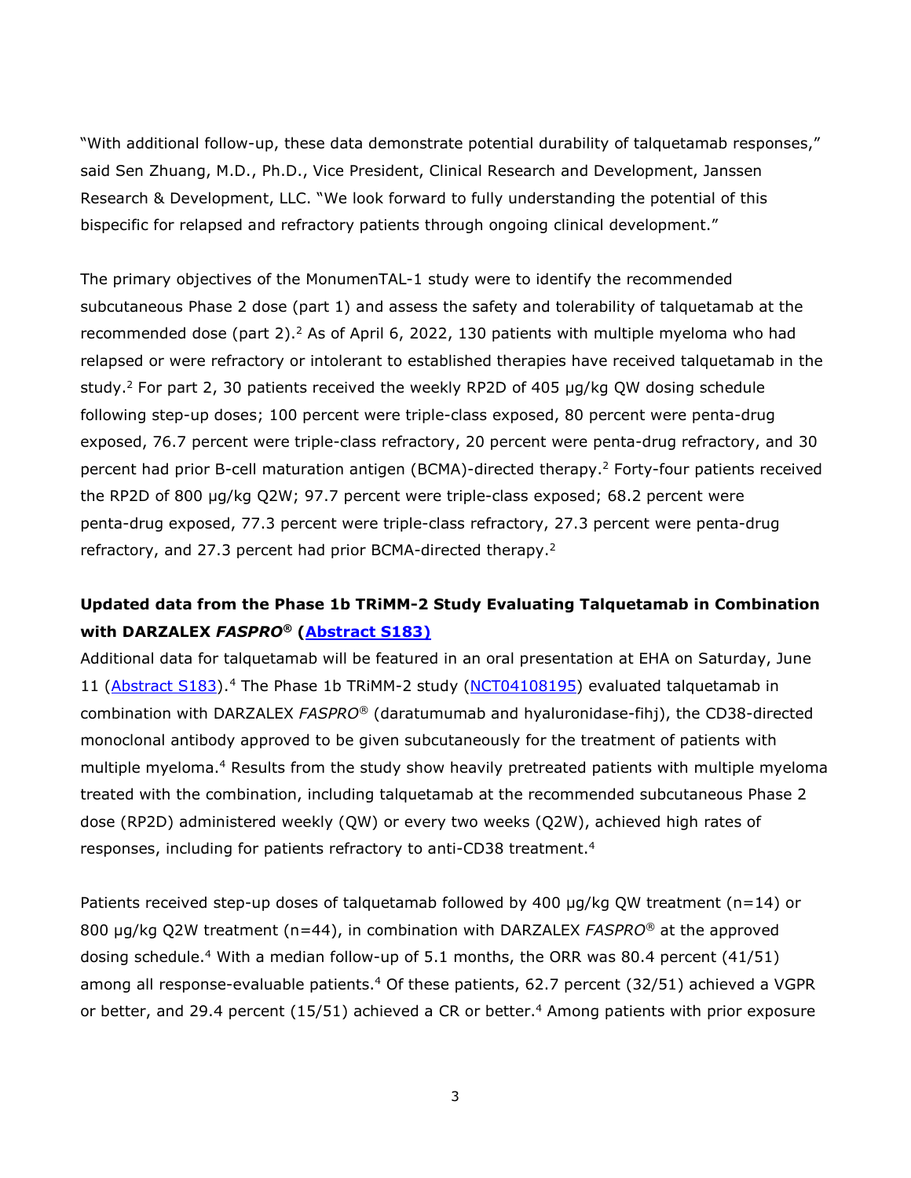"With additional follow-up, these data demonstrate potential durability of talquetamab responses," said Sen Zhuang, M.D., Ph.D., Vice President, Clinical Research and Development, Janssen Research & Development, LLC. "We look forward to fully understanding the potential of this bispecific for relapsed and refractory patients through ongoing clinical development."

The primary objectives of the MonumenTAL-1 study were to identify the recommended subcutaneous Phase 2 dose (part 1) and assess the safety and tolerability of talquetamab at the recommended dose (part 2).[2] As of April 6, 2022, 130 patients with multiple myeloma who had relapsed or were refractory or intolerant to established therapies have received talquetamab in the study.[2] For part 2, 30 patients received the weekly RP2D of 405 µg/kg QW dosing schedule following step-up doses; 100 percent were triple-class exposed, 80 percent were penta-drug exposed, 76.7 percent were triple-class refractory, 20 percent were penta-drug refractory, and 30 percent had prior B-cell maturation antigen (BCMA)-directed therapy.[2] Forty-four patients received the RP2D of 800 µg/kg Q2W; 97.7 percent were triple-class exposed; 68.2 percent were penta-drug exposed, 77.3 percent were triple-class refractory, 27.3 percent were penta-drug refractory, and 27.3 percent had prior BCMA-directed therapy.[2]

### Updated data from the Phase 1b TRiMM-2 Study Evaluating Talquetamab in Combination with DARZALEX *FASPRO*® (Abstract S183)

Additional data for talquetamab will be featured in an oral presentation at EHA on Saturday, June 11 (Abstract S183).[4] The Phase 1b TRiMM-2 study (NCT04108195) evaluated talquetamab in combination with DARZALEX *FASPRO*® (daratumumab and hyaluronidase-fihj), the CD38-directed monoclonal antibody approved to be given subcutaneously for the treatment of patients with multiple myeloma.[4] Results from the study show heavily pretreated patients with multiple myeloma treated with the combination, including talquetamab at the recommended subcutaneous Phase 2 dose (RP2D) administered weekly (QW) or every two weeks (Q2W), achieved high rates of responses, including for patients refractory to anti-CD38 treatment.[4]

Patients received step-up doses of talquetamab followed by 400 µg/kg QW treatment (n=14) or 800 µg/kg Q2W treatment (n=44), in combination with DARZALEX *FASPRO*® at the approved dosing schedule.[4] With a median follow-up of 5.1 months, the ORR was 80.4 percent (41/51) among all response-evaluable patients.[4] Of these patients, 62.7 percent (32/51) achieved a VGPR or better, and 29.4 percent (15/51) achieved a CR or better.[4] Among patients with prior exposure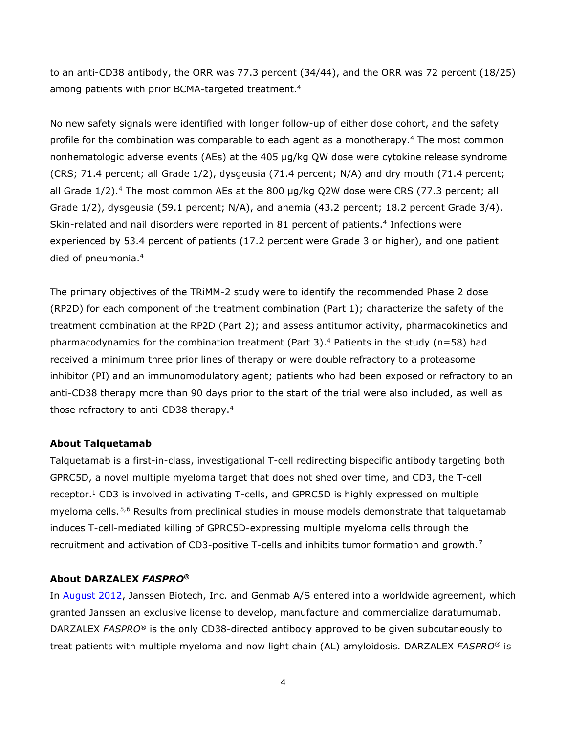to an anti-CD38 antibody, the ORR was 77.3 percent (34/44), and the ORR was 72 percent (18/25) among patients with prior BCMA-targeted treatment.[4]

No new safety signals were identified with longer follow-up of either dose cohort, and the safety profile for the combination was comparable to each agent as a monotherapy.[4] The most common nonhematologic adverse events (AEs) at the 405 µg/kg QW dose were cytokine release syndrome (CRS; 71.4 percent; all Grade 1/2), dysgeusia (71.4 percent; N/A) and dry mouth (71.4 percent; all Grade 1/2).[4] The most common AEs at the 800 µg/kg Q2W dose were CRS (77.3 percent; all Grade 1/2), dysgeusia (59.1 percent; N/A), and anemia (43.2 percent; 18.2 percent Grade 3/4). Skin-related and nail disorders were reported in 81 percent of patients.[4] Infections were experienced by 53.4 percent of patients (17.2 percent were Grade 3 or higher), and one patient died of pneumonia.[4]

The primary objectives of the TRiMM-2 study were to identify the recommended Phase 2 dose (RP2D) for each component of the treatment combination (Part 1); characterize the safety of the treatment combination at the RP2D (Part 2); and assess antitumor activity, pharmacokinetics and pharmacodynamics for the combination treatment (Part 3).[4] Patients in the study (n=58) had received a minimum three prior lines of therapy or were double refractory to a proteasome inhibitor (PI) and an immunomodulatory agent; patients who had been exposed or refractory to an anti-CD38 therapy more than 90 days prior to the start of the trial were also included, as well as those refractory to anti-CD38 therapy.[4]

**About Talquetamab**

Talquetamab is a first-in-class, investigational T-cell redirecting bispecific antibody targeting both GPRC5D, a novel multiple myeloma target that does not shed over time, and CD3, the T-cell receptor.[1] CD3 is involved in activating T-cells, and GPRC5D is highly expressed on multiple myeloma cells.[5,6] Results from preclinical studies in mouse models demonstrate that talquetamab induces T-cell-mediated killing of GPRC5D-expressing multiple myeloma cells through the recruitment and activation of CD3-positive T-cells and inhibits tumor formation and growth.[7]

**About DARZALEX *FASPRO*®**

In August 2012, Janssen Biotech, Inc. and Genmab A/S entered into a worldwide agreement, which granted Janssen an exclusive license to develop, manufacture and commercialize daratumumab. DARZALEX *FASPRO*® is the only CD38-directed antibody approved to be given subcutaneously to treat patients with multiple myeloma and now light chain (AL) amyloidosis. DARZALEX *FASPRO*® is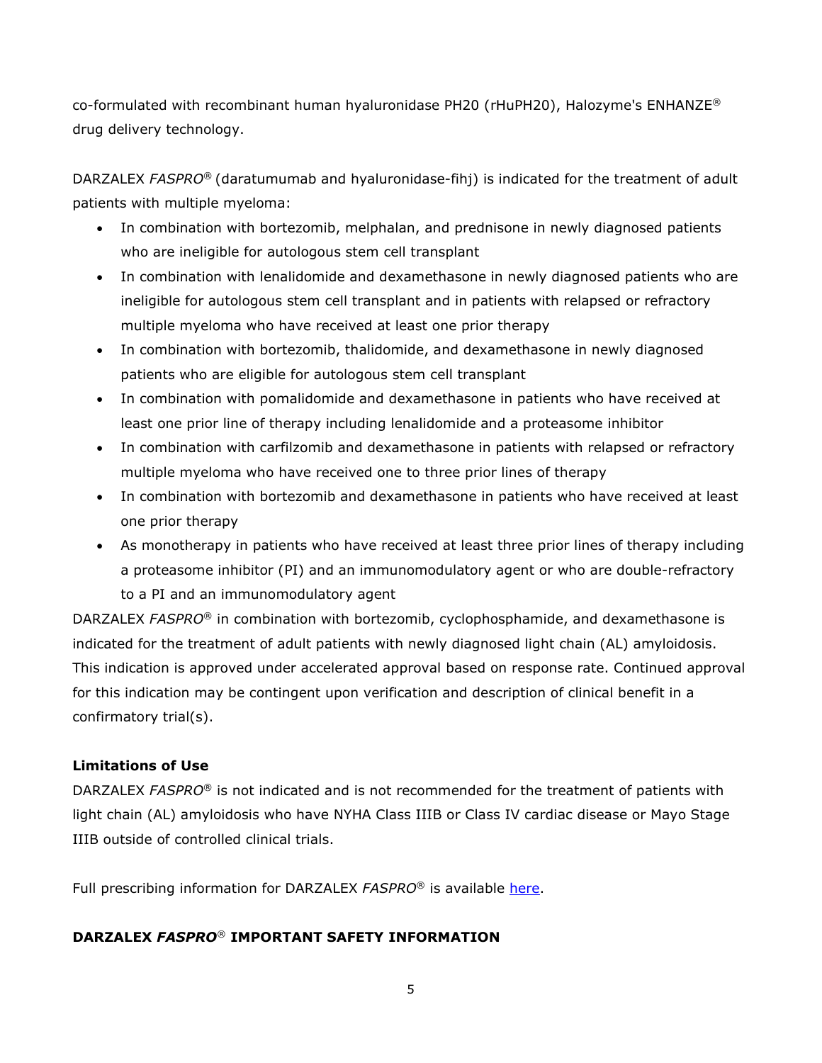co-formulated with recombinant human hyaluronidase PH20 (rHuPH20), Halozyme's ENHANZE® drug delivery technology.

DARZALEX *FASPRO*® (daratumumab and hyaluronidase-fihj) is indicated for the treatment of adult patients with multiple myeloma:

- In combination with bortezomib, melphalan, and prednisone in newly diagnosed patients who are ineligible for autologous stem cell transplant
- In combination with lenalidomide and dexamethasone in newly diagnosed patients who are ineligible for autologous stem cell transplant and in patients with relapsed or refractory multiple myeloma who have received at least one prior therapy
- In combination with bortezomib, thalidomide, and dexamethasone in newly diagnosed patients who are eligible for autologous stem cell transplant
- In combination with pomalidomide and dexamethasone in patients who have received at least one prior line of therapy including lenalidomide and a proteasome inhibitor
- In combination with carfilzomib and dexamethasone in patients with relapsed or refractory multiple myeloma who have received one to three prior lines of therapy
- In combination with bortezomib and dexamethasone in patients who have received at least one prior therapy
- As monotherapy in patients who have received at least three prior lines of therapy including a proteasome inhibitor (PI) and an immunomodulatory agent or who are double-refractory to a PI and an immunomodulatory agent

DARZALEX *FASPRO*® in combination with bortezomib, cyclophosphamide, and dexamethasone is indicated for the treatment of adult patients with newly diagnosed light chain (AL) amyloidosis. This indication is approved under accelerated approval based on response rate. Continued approval for this indication may be contingent upon verification and description of clinical benefit in a confirmatory trial(s).

**Limitations of Use**

DARZALEX *FASPRO*® is not indicated and is not recommended for the treatment of patients with light chain (AL) amyloidosis who have NYHA Class IIIB or Class IV cardiac disease or Mayo Stage IIIB outside of controlled clinical trials.

Full prescribing information for DARZALEX *FASPRO*® is available here.

**DARZALEX *FASPRO*® IMPORTANT SAFETY INFORMATION**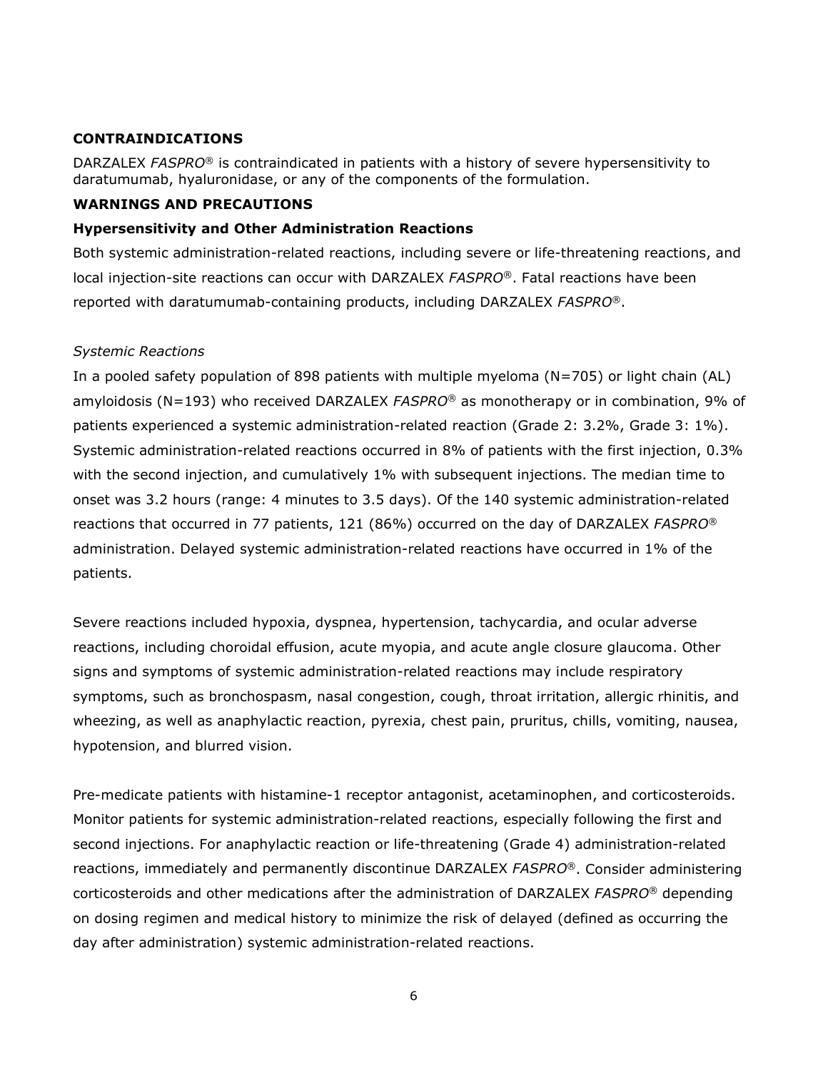## CONTRAINDICATIONS

DARZALEX *FASPRO*® is contraindicated in patients with a history of severe hypersensitivity to daratumumab, hyaluronidase, or any of the components of the formulation.

## WARNINGS AND PRECAUTIONS

### Hypersensitivity and Other Administration Reactions

Both systemic administration-related reactions, including severe or life-threatening reactions, and local injection-site reactions can occur with DARZALEX *FASPRO*®. Fatal reactions have been reported with daratumumab-containing products, including DARZALEX *FASPRO*®.

*Systemic Reactions*

In a pooled safety population of 898 patients with multiple myeloma (N=705) or light chain (AL) amyloidosis (N=193) who received DARZALEX *FASPRO*® as monotherapy or in combination, 9% of patients experienced a systemic administration-related reaction (Grade 2: 3.2%, Grade 3: 1%). Systemic administration-related reactions occurred in 8% of patients with the first injection, 0.3% with the second injection, and cumulatively 1% with subsequent injections. The median time to onset was 3.2 hours (range: 4 minutes to 3.5 days). Of the 140 systemic administration-related reactions that occurred in 77 patients, 121 (86%) occurred on the day of DARZALEX *FASPRO*® administration. Delayed systemic administration-related reactions have occurred in 1% of the patients.

Severe reactions included hypoxia, dyspnea, hypertension, tachycardia, and ocular adverse reactions, including choroidal effusion, acute myopia, and acute angle closure glaucoma. Other signs and symptoms of systemic administration-related reactions may include respiratory symptoms, such as bronchospasm, nasal congestion, cough, throat irritation, allergic rhinitis, and wheezing, as well as anaphylactic reaction, pyrexia, chest pain, pruritus, chills, vomiting, nausea, hypotension, and blurred vision.

Pre-medicate patients with histamine-1 receptor antagonist, acetaminophen, and corticosteroids. Monitor patients for systemic administration-related reactions, especially following the first and second injections. For anaphylactic reaction or life-threatening (Grade 4) administration-related reactions, immediately and permanently discontinue DARZALEX *FASPRO*®. Consider administering corticosteroids and other medications after the administration of DARZALEX *FASPRO*® depending on dosing regimen and medical history to minimize the risk of delayed (defined as occurring the day after administration) systemic administration-related reactions.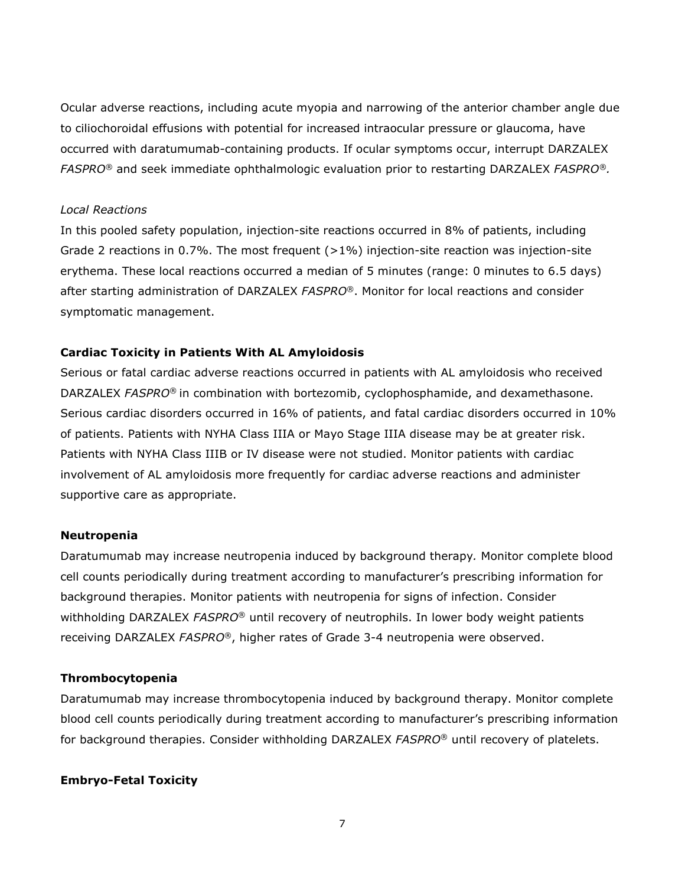Ocular adverse reactions, including acute myopia and narrowing of the anterior chamber angle due to ciliochoroidal effusions with potential for increased intraocular pressure or glaucoma, have occurred with daratumumab-containing products. If ocular symptoms occur, interrupt DARZALEX *FASPRO*® and seek immediate ophthalmologic evaluation prior to restarting DARZALEX *FASPRO*®.

*Local Reactions*

In this pooled safety population, injection-site reactions occurred in 8% of patients, including Grade 2 reactions in 0.7%. The most frequent (>1%) injection-site reaction was injection-site erythema. These local reactions occurred a median of 5 minutes (range: 0 minutes to 6.5 days) after starting administration of DARZALEX *FASPRO*®. Monitor for local reactions and consider symptomatic management.

**Cardiac Toxicity in Patients With AL Amyloidosis**

Serious or fatal cardiac adverse reactions occurred in patients with AL amyloidosis who received DARZALEX *FASPRO*® in combination with bortezomib, cyclophosphamide, and dexamethasone. Serious cardiac disorders occurred in 16% of patients, and fatal cardiac disorders occurred in 10% of patients. Patients with NYHA Class IIIA or Mayo Stage IIIA disease may be at greater risk. Patients with NYHA Class IIIB or IV disease were not studied. Monitor patients with cardiac involvement of AL amyloidosis more frequently for cardiac adverse reactions and administer supportive care as appropriate.

**Neutropenia**

Daratumumab may increase neutropenia induced by background therapy. Monitor complete blood cell counts periodically during treatment according to manufacturer's prescribing information for background therapies. Monitor patients with neutropenia for signs of infection. Consider withholding DARZALEX *FASPRO*® until recovery of neutrophils. In lower body weight patients receiving DARZALEX *FASPRO*®, higher rates of Grade 3-4 neutropenia were observed.

**Thrombocytopenia**

Daratumumab may increase thrombocytopenia induced by background therapy. Monitor complete blood cell counts periodically during treatment according to manufacturer's prescribing information for background therapies. Consider withholding DARZALEX *FASPRO*® until recovery of platelets.

**Embryo-Fetal Toxicity**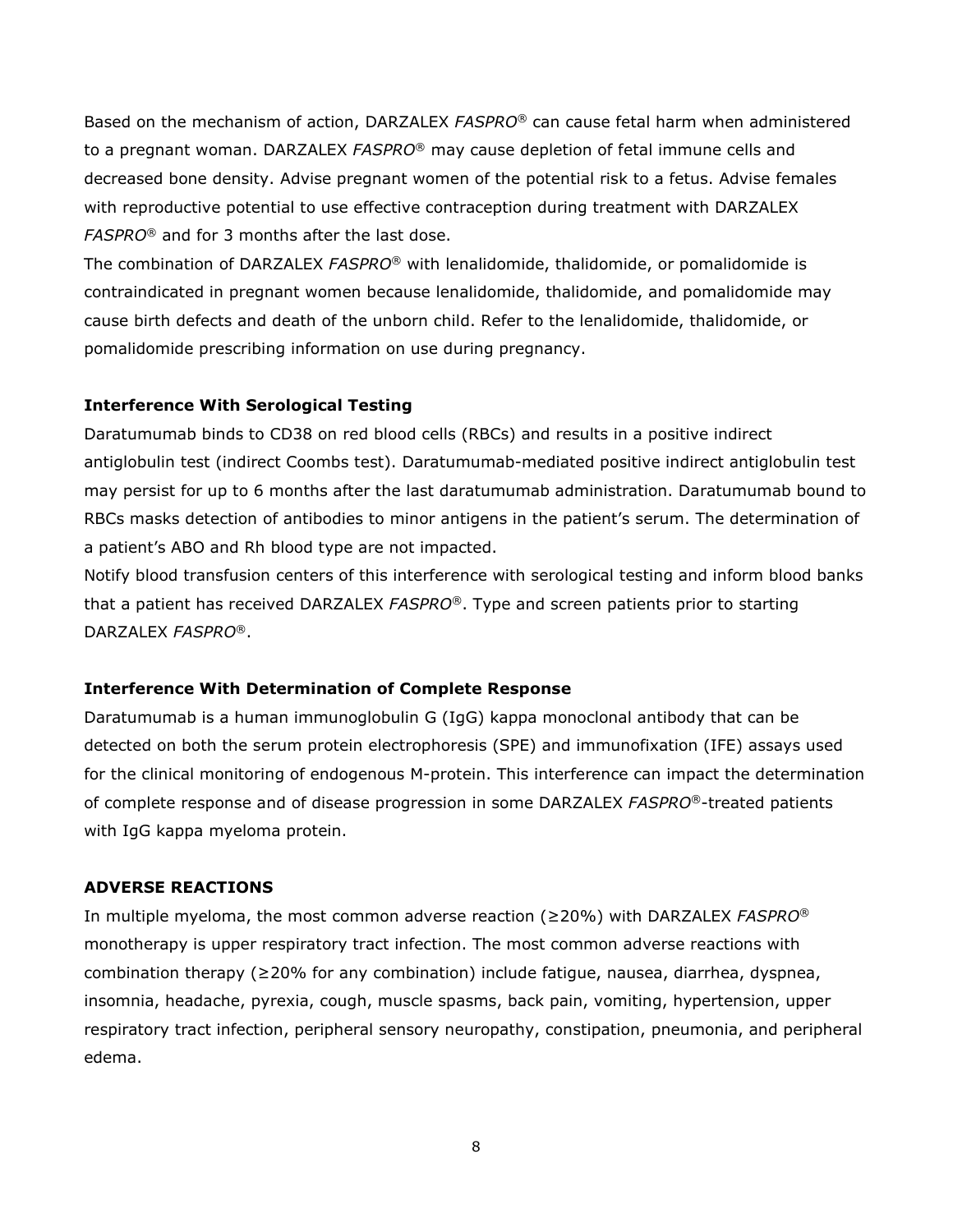Based on the mechanism of action, DARZALEX *FASPRO*® can cause fetal harm when administered to a pregnant woman. DARZALEX *FASPRO*® may cause depletion of fetal immune cells and decreased bone density. Advise pregnant women of the potential risk to a fetus. Advise females with reproductive potential to use effective contraception during treatment with DARZALEX *FASPRO*® and for 3 months after the last dose.

The combination of DARZALEX *FASPRO*® with lenalidomide, thalidomide, or pomalidomide is contraindicated in pregnant women because lenalidomide, thalidomide, and pomalidomide may cause birth defects and death of the unborn child. Refer to the lenalidomide, thalidomide, or pomalidomide prescribing information on use during pregnancy.

**Interference With Serological Testing**

Daratumumab binds to CD38 on red blood cells (RBCs) and results in a positive indirect antiglobulin test (indirect Coombs test). Daratumumab-mediated positive indirect antiglobulin test may persist for up to 6 months after the last daratumumab administration. Daratumumab bound to RBCs masks detection of antibodies to minor antigens in the patient's serum. The determination of a patient's ABO and Rh blood type are not impacted.

Notify blood transfusion centers of this interference with serological testing and inform blood banks that a patient has received DARZALEX *FASPRO*®. Type and screen patients prior to starting DARZALEX *FASPRO*®.

**Interference With Determination of Complete Response**

Daratumumab is a human immunoglobulin G (IgG) kappa monoclonal antibody that can be detected on both the serum protein electrophoresis (SPE) and immunofixation (IFE) assays used for the clinical monitoring of endogenous M-protein. This interference can impact the determination of complete response and of disease progression in some DARZALEX *FASPRO*®-treated patients with IgG kappa myeloma protein.

**ADVERSE REACTIONS**

In multiple myeloma, the most common adverse reaction (≥20%) with DARZALEX *FASPRO*® monotherapy is upper respiratory tract infection. The most common adverse reactions with combination therapy (≥20% for any combination) include fatigue, nausea, diarrhea, dyspnea, insomnia, headache, pyrexia, cough, muscle spasms, back pain, vomiting, hypertension, upper respiratory tract infection, peripheral sensory neuropathy, constipation, pneumonia, and peripheral edema.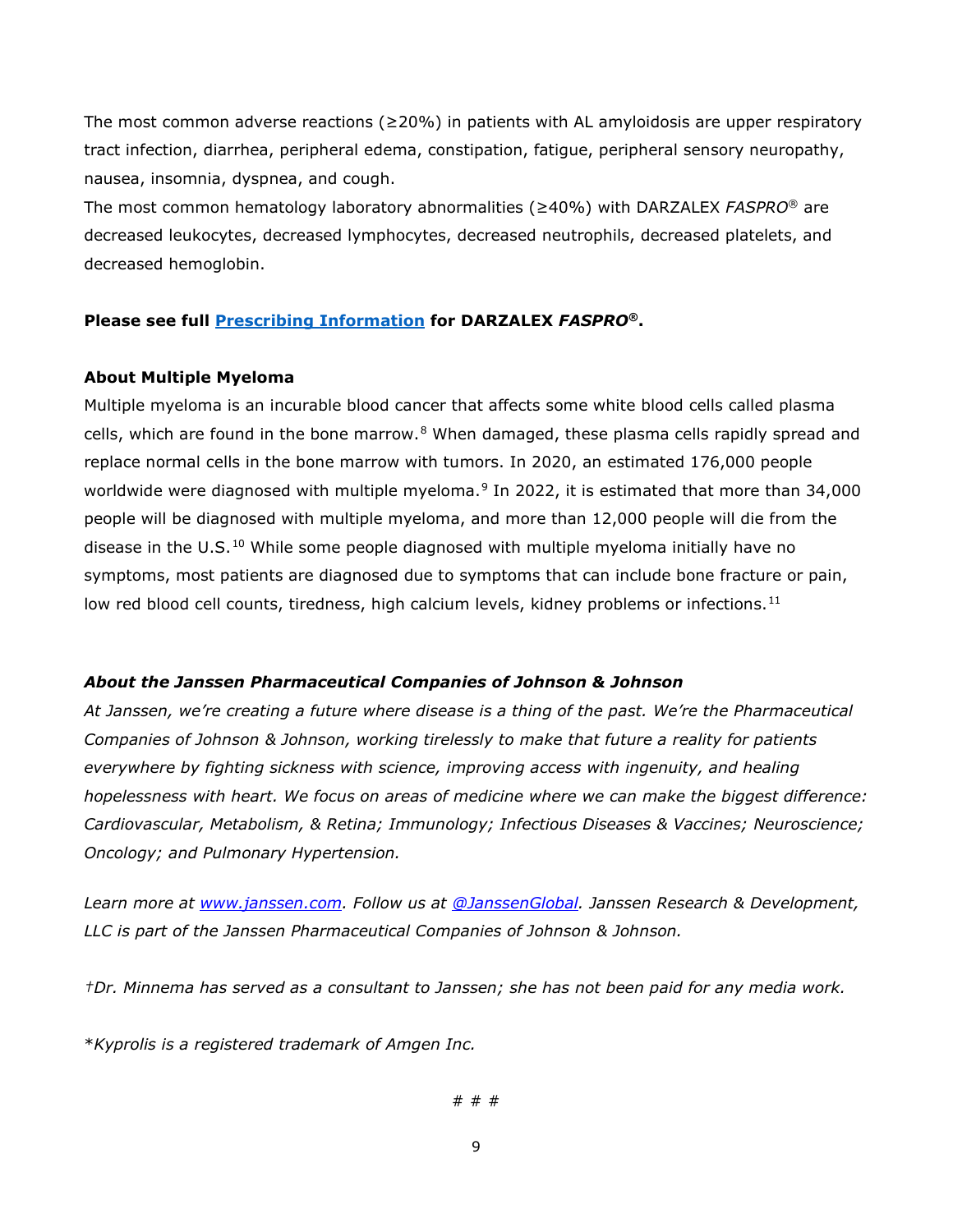The most common adverse reactions (≥20%) in patients with AL amyloidosis are upper respiratory tract infection, diarrhea, peripheral edema, constipation, fatigue, peripheral sensory neuropathy, nausea, insomnia, dyspnea, and cough.

The most common hematology laboratory abnormalities (≥40%) with DARZALEX *FASPRO*® are decreased leukocytes, decreased lymphocytes, decreased neutrophils, decreased platelets, and decreased hemoglobin.

**Please see full [Prescribing Information](#) for DARZALEX *FASPRO*®.**

**About Multiple Myeloma**

Multiple myeloma is an incurable blood cancer that affects some white blood cells called plasma cells, which are found in the bone marrow.[8] When damaged, these plasma cells rapidly spread and replace normal cells in the bone marrow with tumors. In 2020, an estimated 176,000 people worldwide were diagnosed with multiple myeloma.[9] In 2022, it is estimated that more than 34,000 people will be diagnosed with multiple myeloma, and more than 12,000 people will die from the disease in the U.S.[10] While some people diagnosed with multiple myeloma initially have no symptoms, most patients are diagnosed due to symptoms that can include bone fracture or pain, low red blood cell counts, tiredness, high calcium levels, kidney problems or infections.[11]

***About the Janssen Pharmaceutical Companies of Johnson & Johnson***

*At Janssen, we're creating a future where disease is a thing of the past. We're the Pharmaceutical Companies of Johnson & Johnson, working tirelessly to make that future a reality for patients everywhere by fighting sickness with science, improving access with ingenuity, and healing hopelessness with heart. We focus on areas of medicine where we can make the biggest difference: Cardiovascular, Metabolism, & Retina; Immunology; Infectious Diseases & Vaccines; Neuroscience; Oncology; and Pulmonary Hypertension.*

*Learn more at [www.janssen.com](http://www.janssen.com). Follow us at [@JanssenGlobal](#). Janssen Research & Development, LLC is part of the Janssen Pharmaceutical Companies of Johnson & Johnson.*

*†Dr. Minnema has served as a consultant to Janssen; she has not been paid for any media work.*

\**Kyprolis is a registered trademark of Amgen Inc.*

# # #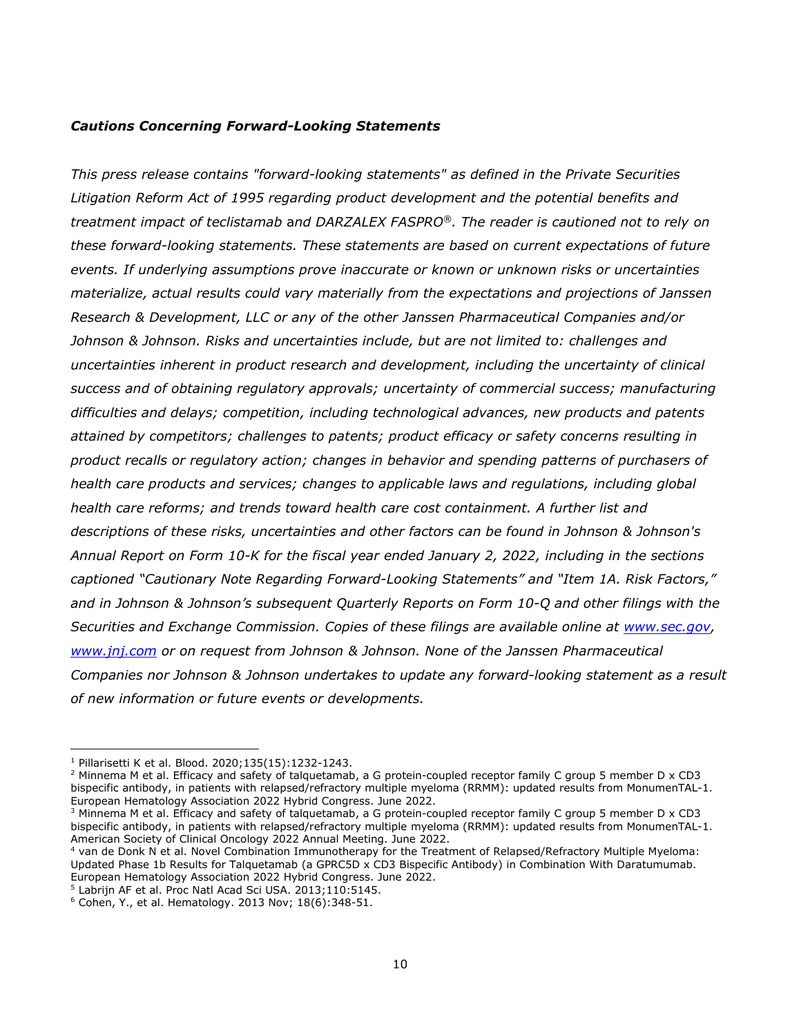***Cautions Concerning Forward-Looking Statements***

*This press release contains "forward-looking statements" as defined in the Private Securities Litigation Reform Act of 1995 regarding product development and the potential benefits and treatment impact of teclistamab* and *DARZALEX FASPRO®. The reader is cautioned not to rely on these forward-looking statements. These statements are based on current expectations of future events. If underlying assumptions prove inaccurate or known or unknown risks or uncertainties materialize, actual results could vary materially from the expectations and projections of Janssen Research & Development, LLC or any of the other Janssen Pharmaceutical Companies and/or Johnson & Johnson. Risks and uncertainties include, but are not limited to: challenges and uncertainties inherent in product research and development, including the uncertainty of clinical success and of obtaining regulatory approvals; uncertainty of commercial success; manufacturing difficulties and delays; competition, including technological advances, new products and patents attained by competitors; challenges to patents; product efficacy or safety concerns resulting in product recalls or regulatory action; changes in behavior and spending patterns of purchasers of health care products and services; changes to applicable laws and regulations, including global health care reforms; and trends toward health care cost containment. A further list and descriptions of these risks, uncertainties and other factors can be found in Johnson & Johnson's Annual Report on Form 10-K for the fiscal year ended January 2, 2022, including in the sections captioned "Cautionary Note Regarding Forward-Looking Statements" and "Item 1A. Risk Factors," and in Johnson & Johnson's subsequent Quarterly Reports on Form 10-Q and other filings with the Securities and Exchange Commission. Copies of these filings are available online at [www.sec.gov](http://www.sec.gov), [www.jnj.com](http://www.jnj.com) or on request from Johnson & Johnson. None of the Janssen Pharmaceutical Companies nor Johnson & Johnson undertakes to update any forward-looking statement as a result of new information or future events or developments.*

---

[1] Pillarisetti K et al. Blood. 2020;135(15):1232-1243.

[2] Minnema M et al. Efficacy and safety of talquetamab, a G protein-coupled receptor family C group 5 member D x CD3 bispecific antibody, in patients with relapsed/refractory multiple myeloma (RRMM): updated results from MonumenTAL-1. European Hematology Association 2022 Hybrid Congress. June 2022.

[3] Minnema M et al. Efficacy and safety of talquetamab, a G protein-coupled receptor family C group 5 member D x CD3 bispecific antibody, in patients with relapsed/refractory multiple myeloma (RRMM): updated results from MonumenTAL-1. American Society of Clinical Oncology 2022 Annual Meeting. June 2022.

[4] van de Donk N et al. Novel Combination Immunotherapy for the Treatment of Relapsed/Refractory Multiple Myeloma: Updated Phase 1b Results for Talquetamab (a GPRC5D x CD3 Bispecific Antibody) in Combination With Daratumumab. European Hematology Association 2022 Hybrid Congress. June 2022.

[5] Labrijn AF et al. Proc Natl Acad Sci USA. 2013;110:5145.

[6] Cohen, Y., et al. Hematology. 2013 Nov; 18(6):348-51.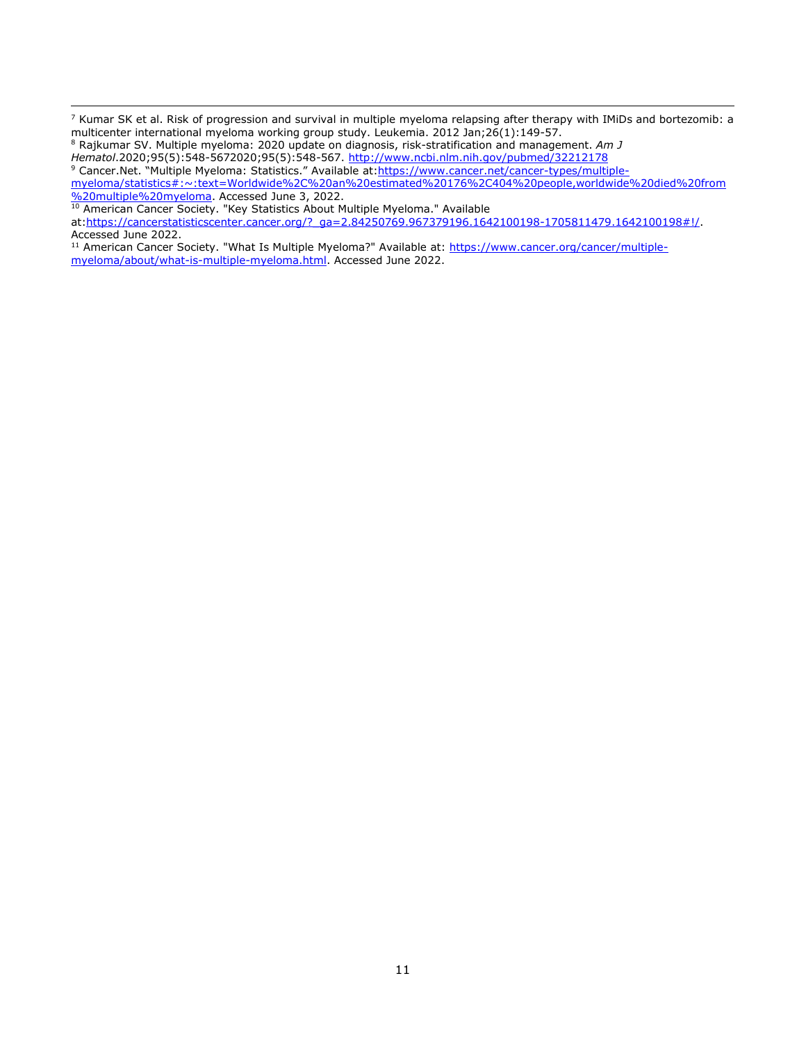[7] Kumar SK et al. Risk of progression and survival in multiple myeloma relapsing after therapy with IMiDs and bortezomib: a multicenter international myeloma working group study. Leukemia. 2012 Jan;26(1):149-57.

[8] Rajkumar SV. Multiple myeloma: 2020 update on diagnosis, risk-stratification and management. *Am J Hematol*.2020;95(5):548-5672020;95(5):548-567. http://www.ncbi.nlm.nih.gov/pubmed/32212178

[9] Cancer.Net. "Multiple Myeloma: Statistics." Available at:https://www.cancer.net/cancer-types/multiple-myeloma/statistics#:~:text=Worldwide%2C%20an%20estimated%20176%2C404%20people,worldwide%20died%20from%20multiple%20myeloma. Accessed June 3, 2022.

[10] American Cancer Society. "Key Statistics About Multiple Myeloma." Available at:https://cancerstatisticscenter.cancer.org/?_ga=2.84250769.967379196.1642100198-1705811479.1642100198#!/. Accessed June 2022.

[11] American Cancer Society. "What Is Multiple Myeloma?" Available at: https://www.cancer.org/cancer/multiple-myeloma/about/what-is-multiple-myeloma.html. Accessed June 2022.